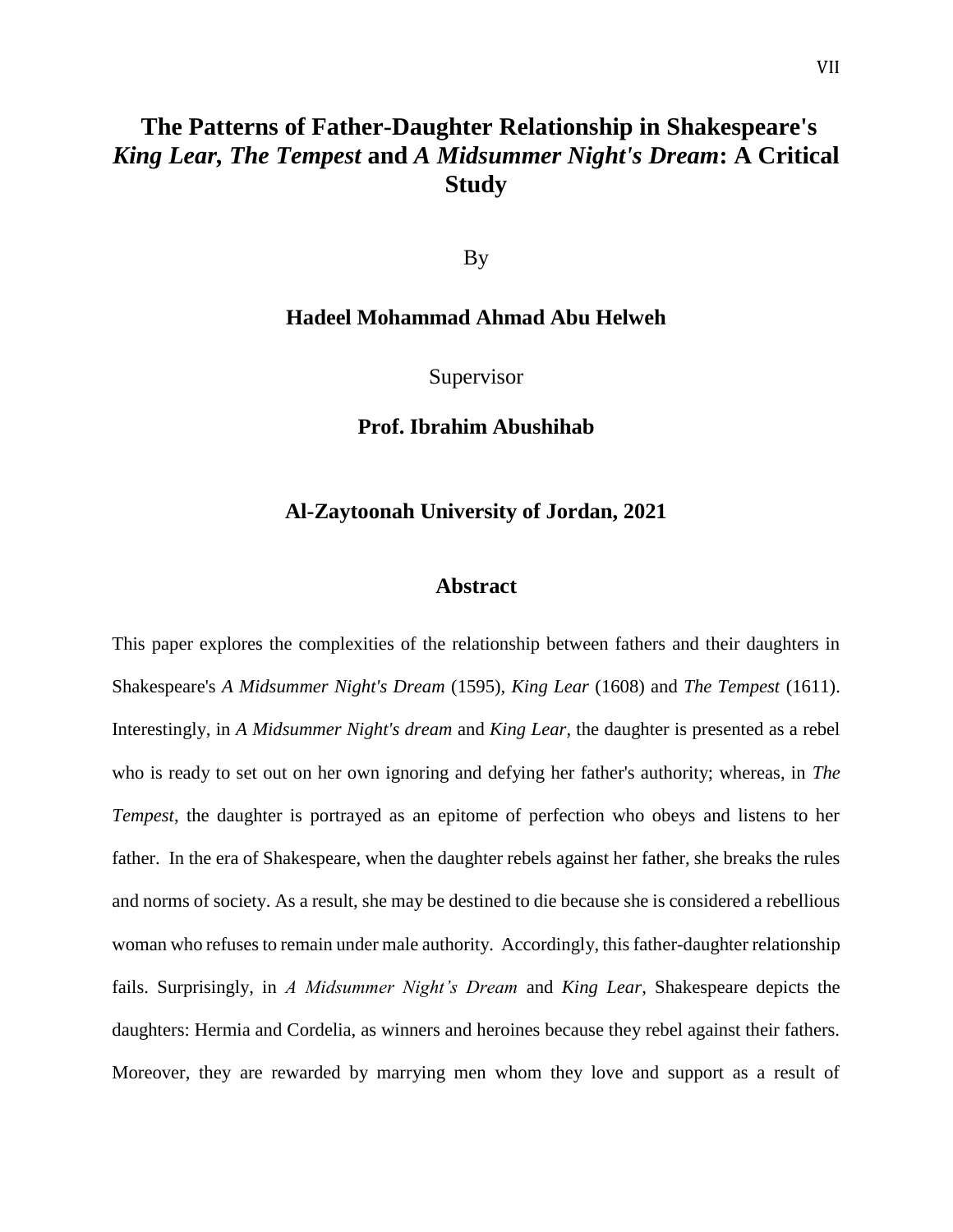# The Patterns of Father-Daughter Relationship in Shakespeare's *King Lear, The Tempest* and *A Midsummer Night's Dream*: A Critical Study

By

**Hadeel Mohammad Ahmad Abu Helweh**

Supervisor

**Prof. Ibrahim Abushihab**

**Al-Zaytoonah University of Jordan, 2021**

## Abstract

This paper explores the complexities of the relationship between fathers and their daughters in Shakespeare's *A Midsummer Night's Dream* (1595), *King Lear* (1608) and *The Tempest* (1611). Interestingly, in *A Midsummer Night's dream* and *King Lear*, the daughter is presented as a rebel who is ready to set out on her own ignoring and defying her father's authority; whereas, in *The Tempest*, the daughter is portrayed as an epitome of perfection who obeys and listens to her father. In the era of Shakespeare, when the daughter rebels against her father, she breaks the rules and norms of society. As a result, she may be destined to die because she is considered a rebellious woman who refuses to remain under male authority. Accordingly, this father-daughter relationship fails. Surprisingly, in *A Midsummer Night's Dream* and *King Lear*, Shakespeare depicts the daughters: Hermia and Cordelia, as winners and heroines because they rebel against their fathers. Moreover, they are rewarded by marrying men whom they love and support as a result of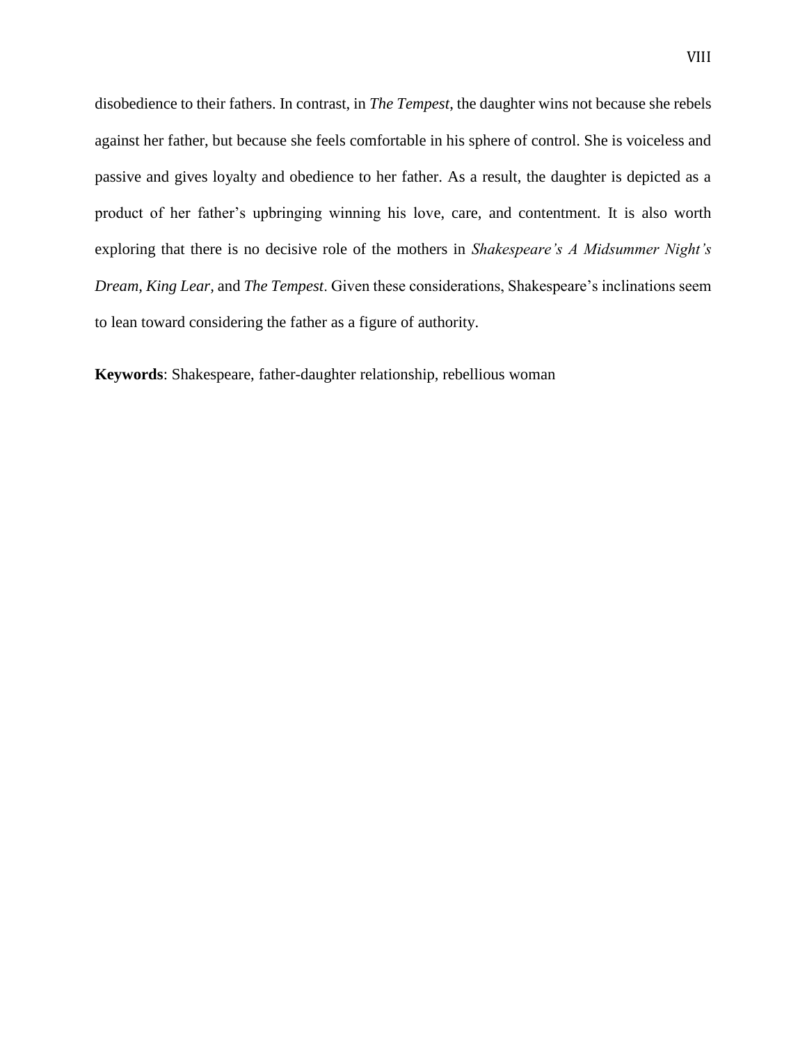disobedience to their fathers. In contrast, in *The Tempest*, the daughter wins not because she rebels against her father, but because she feels comfortable in his sphere of control. She is voiceless and passive and gives loyalty and obedience to her father. As a result, the daughter is depicted as a product of her father's upbringing winning his love, care, and contentment. It is also worth exploring that there is no decisive role of the mothers in *Shakespeare's A Midsummer Night's Dream*, *King Lear*, and *The Tempest*. Given these considerations, Shakespeare's inclinations seem to lean toward considering the father as a figure of authority.

**Keywords**: Shakespeare, father-daughter relationship, rebellious woman